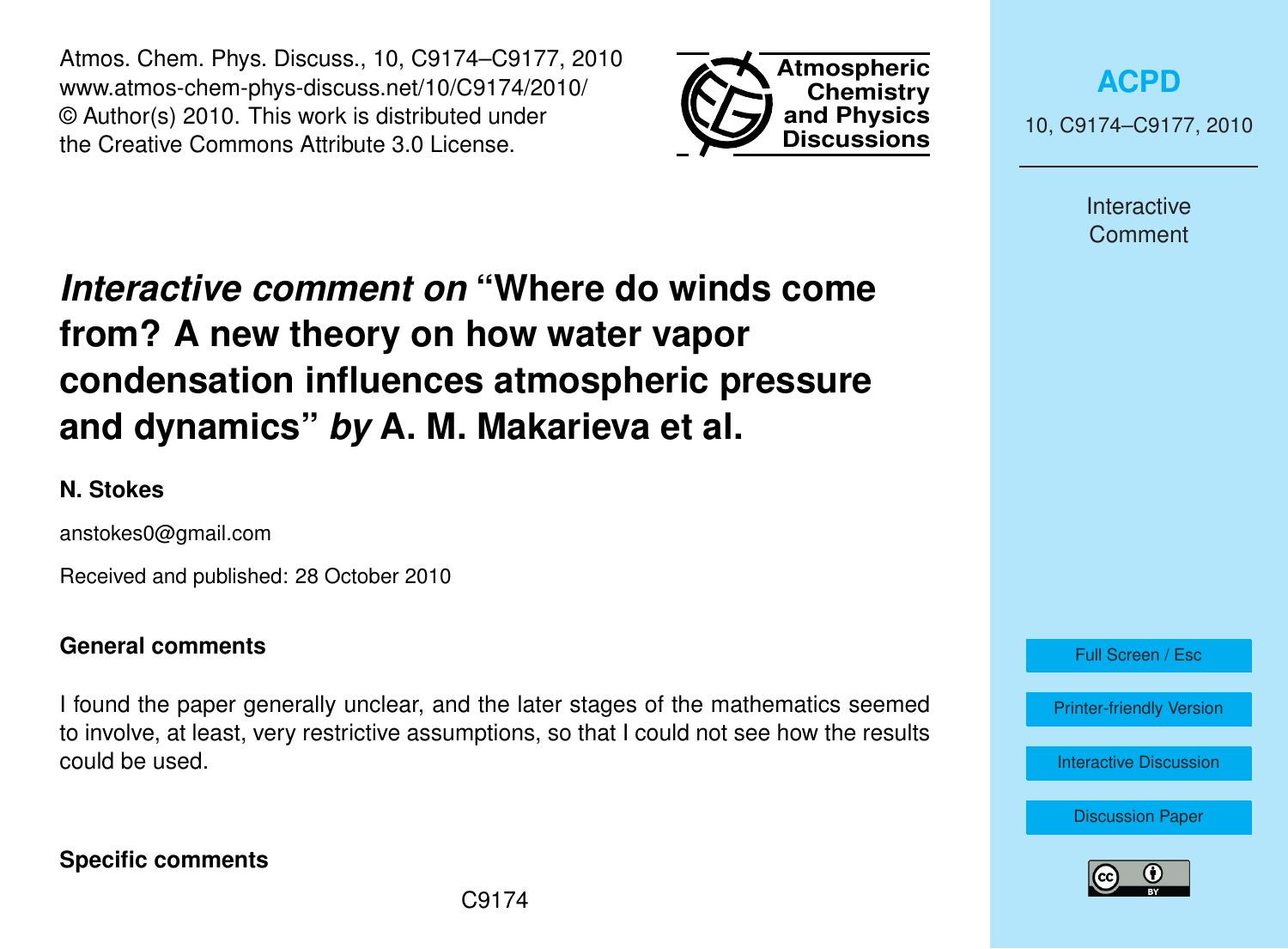# *Interactive comment on* "Where do winds come from? A new theory on how water vapor condensation influences atmospheric pressure and dynamics" *by* A. M. Makarieva et al.

**N. Stokes**

anstokes0@gmail.com

Received and published: 28 October 2010

## General comments

I found the paper generally unclear, and the later stages of the mathematics seemed to involve, at least, very restrictive assumptions, so that I could not see how the results could be used.

## Specific comments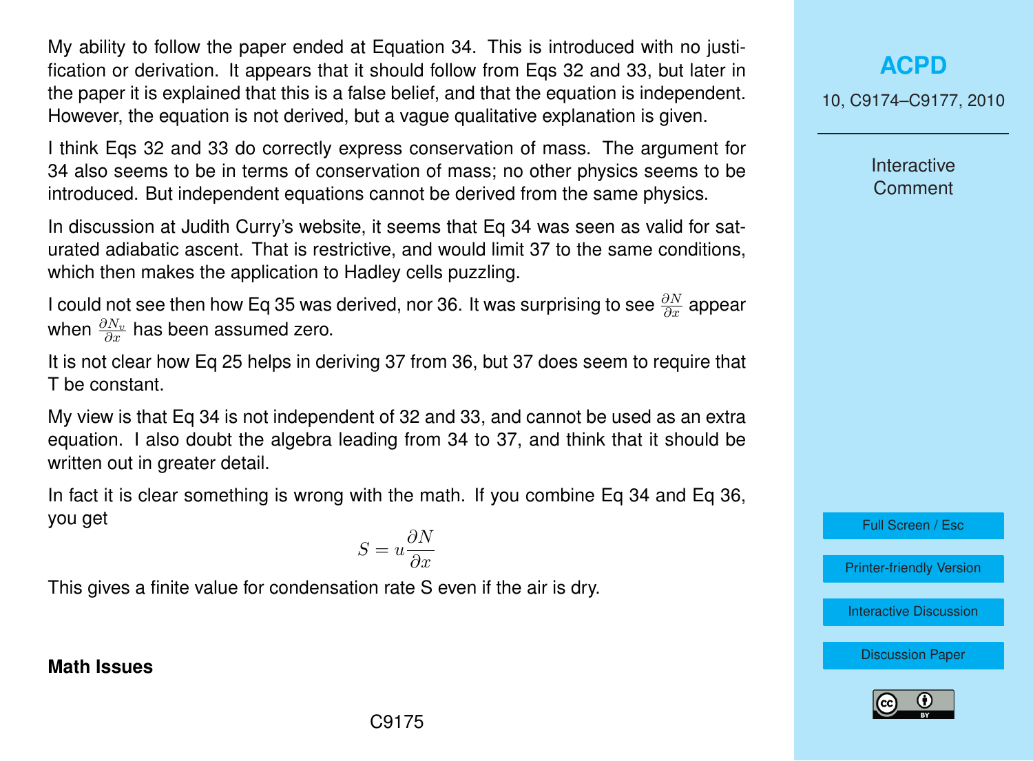My ability to follow the paper ended at Equation 34. This is introduced with no justification or derivation. It appears that it should follow from Eqs 32 and 33, but later in the paper it is explained that this is a false belief, and that the equation is independent. However, the equation is not derived, but a vague qualitative explanation is given.

I think Eqs 32 and 33 do correctly express conservation of mass. The argument for 34 also seems to be in terms of conservation of mass; no other physics seems to be introduced. But independent equations cannot be derived from the same physics.

In discussion at Judith Curry's website, it seems that Eq 34 was seen as valid for saturated adiabatic ascent. That is restrictive, and would limit 37 to the same conditions, which then makes the application to Hadley cells puzzling.

I could not see then how Eq 35 was derived, nor 36. It was surprising to see $\frac{\partial N}{\partial x}$ appear when $\frac{\partial N_v}{\partial x}$ has been assumed zero.

It is not clear how Eq 25 helps in deriving 37 from 36, but 37 does seem to require that T be constant.

My view is that Eq 34 is not independent of 32 and 33, and cannot be used as an extra equation. I also doubt the algebra leading from 34 to 37, and think that it should be written out in greater detail.

In fact it is clear something is wrong with the math. If you combine Eq 34 and Eq 36, you get

$$S = u\frac{\partial N}{\partial x}$$

This gives a finite value for condensation rate S even if the air is dry.

**Math Issues**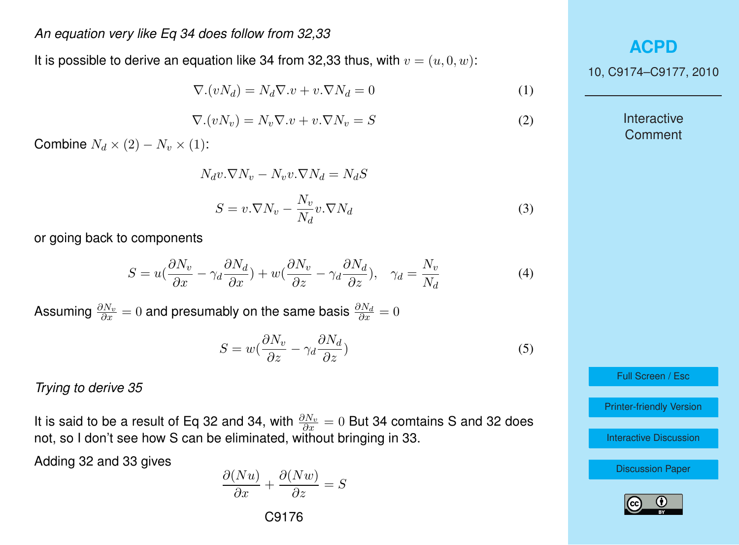*An equation very like Eq 34 does follow from 32,33*

It is possible to derive an equation like 34 from 32,33 thus, with $v = (u, 0, w)$:

$$\nabla.(vN_d) = N_d \nabla.v + v.\nabla N_d = 0 \tag{1}$$

$$\nabla.(vN_v) = N_v \nabla.v + v.\nabla N_v = S \tag{2}$$

Combine $N_d \times (2) - N_v \times (1)$:

$$N_d v.\nabla N_v - N_v v.\nabla N_d = N_d S$$

$$S = v.\nabla N_v - \frac{N_v}{N_d} v.\nabla N_d \tag{3}$$

or going back to components

$$S = u\left(\frac{\partial N_v}{\partial x} - \gamma_d \frac{\partial N_d}{\partial x}\right) + w\left(\frac{\partial N_v}{\partial z} - \gamma_d \frac{\partial N_d}{\partial z}\right), \quad \gamma_d = \frac{N_v}{N_d} \tag{4}$$

Assuming $\frac{\partial N_v}{\partial x} = 0$ and presumably on the same basis $\frac{\partial N_d}{\partial x} = 0$

$$S = w\left(\frac{\partial N_v}{\partial z} - \gamma_d \frac{\partial N_d}{\partial z}\right) \tag{5}$$

*Trying to derive 35*

It is said to be a result of Eq 32 and 34, with $\frac{\partial N_v}{\partial x} = 0$ But 34 comtains S and 32 does not, so I don't see how S can be eliminated, without bringing in 33.

Adding 32 and 33 gives

$$\frac{\partial(Nu)}{\partial x} + \frac{\partial(Nw)}{\partial z} = S$$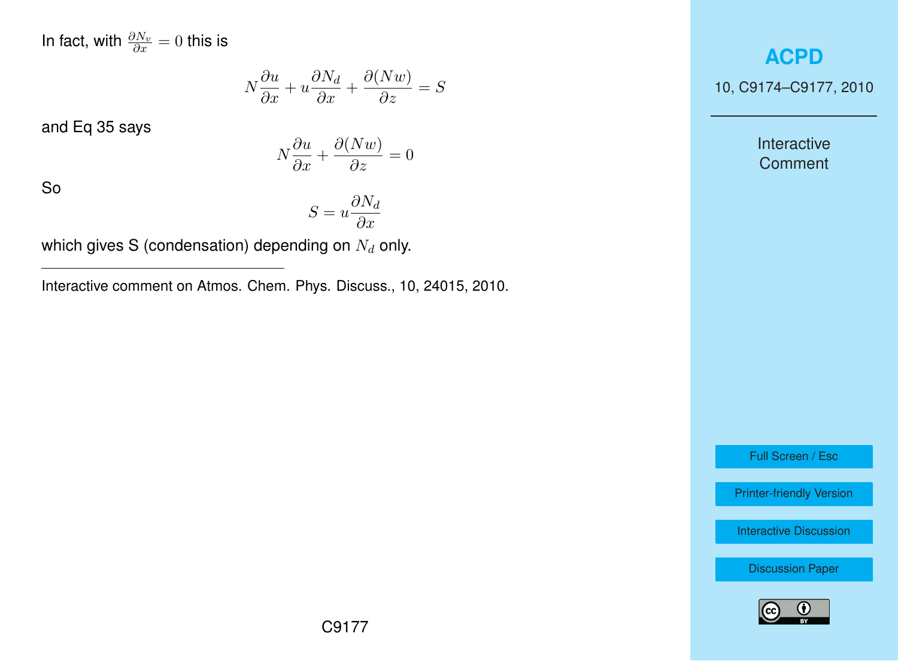In fact, with $\frac{\partial N_v}{\partial x} = 0$ this is

$$N \frac{\partial u}{\partial x} + u \frac{\partial N_d}{\partial x} + \frac{\partial (Nw)}{\partial z} = S$$

and Eq 35 says

$$N \frac{\partial u}{\partial x} + \frac{\partial (Nw)}{\partial z} = 0$$

So

$$S = u \frac{\partial N_d}{\partial x}$$

which gives S (condensation) depending on $N_d$ only.

---

Interactive comment on Atmos. Chem. Phys. Discuss., 10, 24015, 2010.